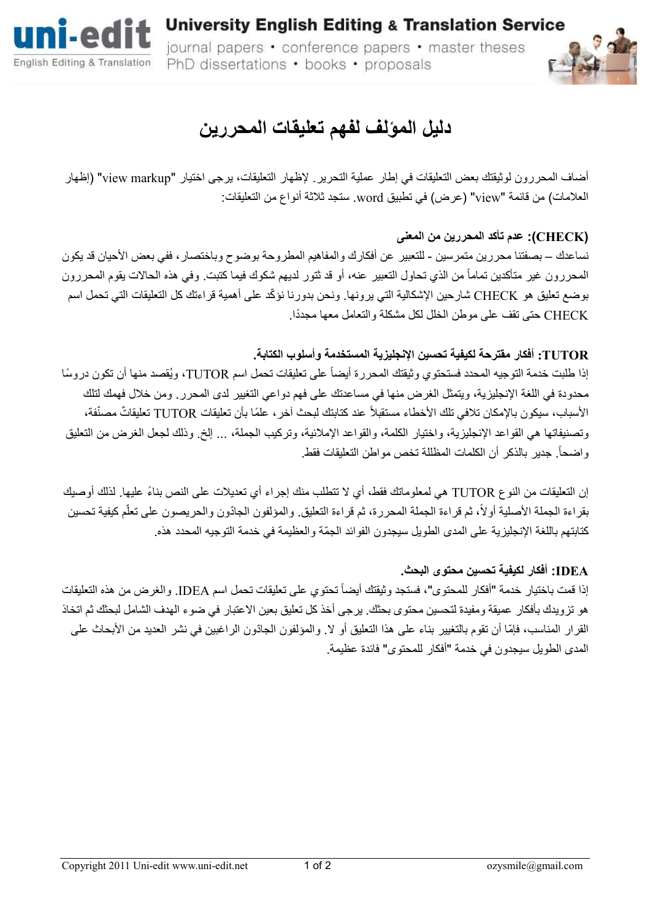University English Editing & Translation Service

journal papers • conference papers • master theses
PhD dissertations • books • proposals

# دليل المؤلف لفهم تعليقات المحررين

أضاف المحررون لوثيقتك بعض التعليقات في إطار عملية التحرير. لإظهار التعليقات، يرجى اختيار "view markup" (إظهار العلامات) من قائمة "view" (عرض) في تطبيق word. ستجد ثلاثة أنواع من التعليقات:

**(CHECK): عدم تأكد المحررين من المعنى**

نساعدك – بصفتنا محررين متمرسين - للتعبير عن أفكارك والمفاهيم المطروحة بوضوح وباختصار، ففي بعض الأحيان قد يكون المحررون غير متأكدين تماماً من الذي تحاول التعبير عنه، أو قد تثور لديهم شكوك فيما كتبت. وفي هذه الحالات يقوم المحررون بوضع تعليق هو CHECK شارحين الإشكالية التي يرونها. ونحن بدورنا نؤكّد على أهمية قراءتك كل التعليقات التي تحمل اسم CHECK حتى تقف على موطن الخلل لكل مشكلة والتعامل معها مجدداً.

**TUTOR: أفكار مقترحة لكيفية تحسين الإنجليزية المستخدمة وأسلوب الكتابة.**

إذا طلبت خدمة التوجيه المحدد فستحتوي وثيقتك المحررة أيضاً على تعليقات تحمل اسم TUTOR، ويُقصد منها أن تكون دروسًا محدودة في اللغة الإنجليزية، ويتمثل الغرض منها في مساعدتك على فهم دواعي التغيير لدى المحرر. ومن خلال فهمك لتلك الأسباب، سيكون بالإمكان تلافي تلك الأخطاء مستقبلاً عند كتابتك لبحث آخر، علمًا بأن تعليقات TUTOR تعليقاتٌ مصنّفة، وتصنيفاتها هي القواعد الإنجليزية، واختيار الكلمة، والقواعد الإملائية، وتركيب الجملة، ... إلخ. وذلك لجعل الغرض من التعليق واضحاً. جدير بالذكر أن الكلمات المظللة تخص مواطن التعليقات فقط.

إن التعليقات من النوع TUTOR هي لمعلوماتك فقط، أي لا تتطلب منك إجراء أي تعديلات على النص بناءً عليها. لذلك أوصيك بقراءة الجملة الأصلية أولاً، ثم قراءة الجملة المحررة، ثم قراءة التعليق. والمؤلفون الجادّون والحريصون على تعلّم كيفية تحسين كتابتهم باللغة الإنجليزية على المدى الطويل سيجدون الفوائد الجمّة والعظيمة في خدمة التوجيه المحدد هذه.

**IDEA: أفكار لكيفية تحسين محتوى البحث.**

إذا قمت باختيار خدمة "أفكار للمحتوى"، فستجد وثيقتك أيضاً تحتوي على تعليقات تحمل اسم IDEA. والغرض من هذه التعليقات هو تزويدك بأفكار عميقة ومفيدة لتحسين محتوى بحثك. يرجى أخذ كل تعليق بعين الاعتبار في ضوء الهدف الشامل لبحثك ثم اتخاذ القرار المناسب، فإمّا أن تقوم بالتغيير بناء على هذا التعليق أو لا. والمؤلفون الجادّون الراغبين في نشر العديد من الأبحاث على المدى الطويل سيجدون في خدمة "أفكار للمحتوى" فائدة عظيمة.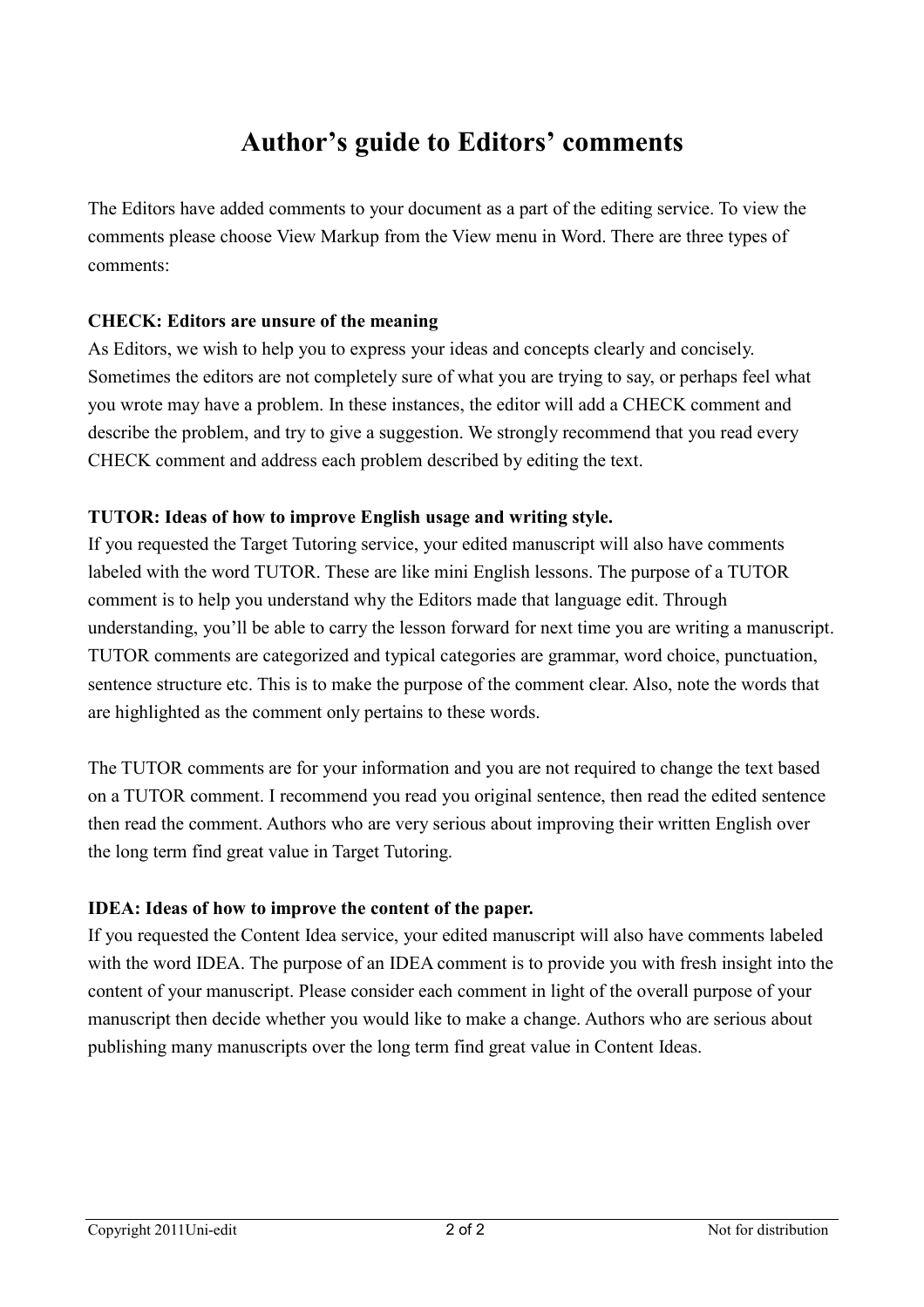# Author's guide to Editors' comments

The Editors have added comments to your document as a part of the editing service. To view the comments please choose View Markup from the View menu in Word. There are three types of comments:

**CHECK: Editors are unsure of the meaning**

As Editors, we wish to help you to express your ideas and concepts clearly and concisely. Sometimes the editors are not completely sure of what you are trying to say, or perhaps feel what you wrote may have a problem. In these instances, the editor will add a CHECK comment and describe the problem, and try to give a suggestion. We strongly recommend that you read every CHECK comment and address each problem described by editing the text.

**TUTOR: Ideas of how to improve English usage and writing style.**

If you requested the Target Tutoring service, your edited manuscript will also have comments labeled with the word TUTOR. These are like mini English lessons. The purpose of a TUTOR comment is to help you understand why the Editors made that language edit. Through understanding, you'll be able to carry the lesson forward for next time you are writing a manuscript. TUTOR comments are categorized and typical categories are grammar, word choice, punctuation, sentence structure etc. This is to make the purpose of the comment clear. Also, note the words that are highlighted as the comment only pertains to these words.

The TUTOR comments are for your information and you are not required to change the text based on a TUTOR comment. I recommend you read you original sentence, then read the edited sentence then read the comment. Authors who are very serious about improving their written English over the long term find great value in Target Tutoring.

**IDEA: Ideas of how to improve the content of the paper.**

If you requested the Content Idea service, your edited manuscript will also have comments labeled with the word IDEA. The purpose of an IDEA comment is to provide you with fresh insight into the content of your manuscript. Please consider each comment in light of the overall purpose of your manuscript then decide whether you would like to make a change. Authors who are serious about publishing many manuscripts over the long term find great value in Content Ideas.